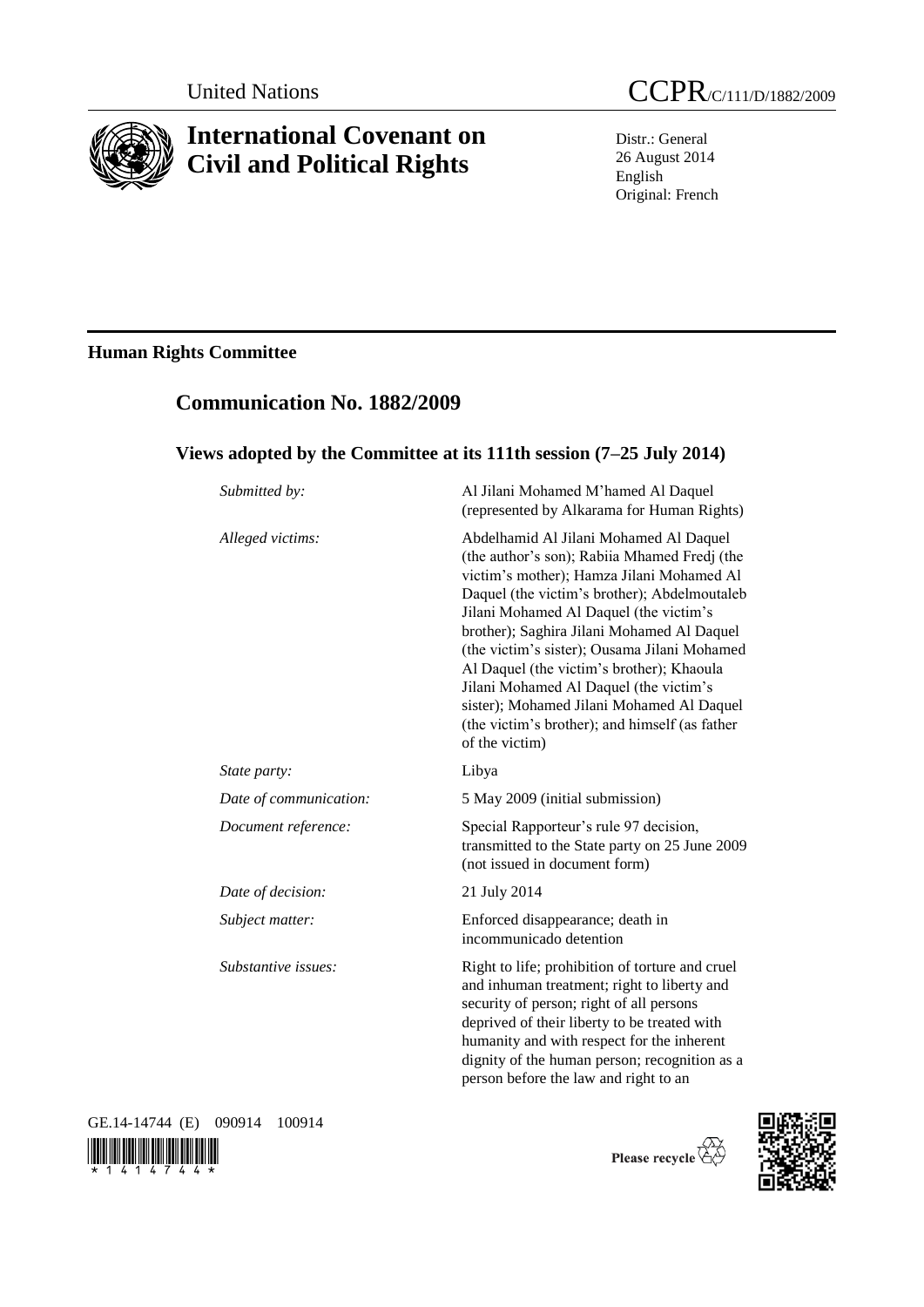United Nations

# CCPR/C/111/D/1882/2009

# International Covenant on Civil and Political Rights

Distr.: General
26 August 2014
English
Original: French

## Human Rights Committee

## Communication No. 1882/2009

### Views adopted by the Committee at its 111th session (7–25 July 2014)

| | |
|---|---|
| *Submitted by:* | Al Jilani Mohamed M'hamed Al Daquel (represented by Alkarama for Human Rights) |
| *Alleged victims:* | Abdelhamid Al Jilani Mohamed Al Daquel (the author's son); Rabiia Mhamed Fredj (the victim's mother); Hamza Jilani Mohamed Al Daquel (the victim's brother); Abdelmoutaleb Jilani Mohamed Al Daquel (the victim's brother); Saghira Jilani Mohamed Al Daquel (the victim's sister); Ousama Jilani Mohamed Al Daquel (the victim's brother); Khaoula Jilani Mohamed Al Daquel (the victim's sister); Mohamed Jilani Mohamed Al Daquel (the victim's brother); and himself (as father of the victim) |
| *State party:* | Libya |
| *Date of communication:* | 5 May 2009 (initial submission) |
| *Document reference:* | Special Rapporteur's rule 97 decision, transmitted to the State party on 25 June 2009 (not issued in document form) |
| *Date of decision:* | 21 July 2014 |
| *Subject matter:* | Enforced disappearance; death in incommunicado detention |
| *Substantive issues:* | Right to life; prohibition of torture and cruel and inhuman treatment; right to liberty and security of person; right of all persons deprived of their liberty to be treated with humanity and with respect for the inherent dignity of the human person; recognition as a person before the law and right to an |

GE.14-14744 (E) 090914 100914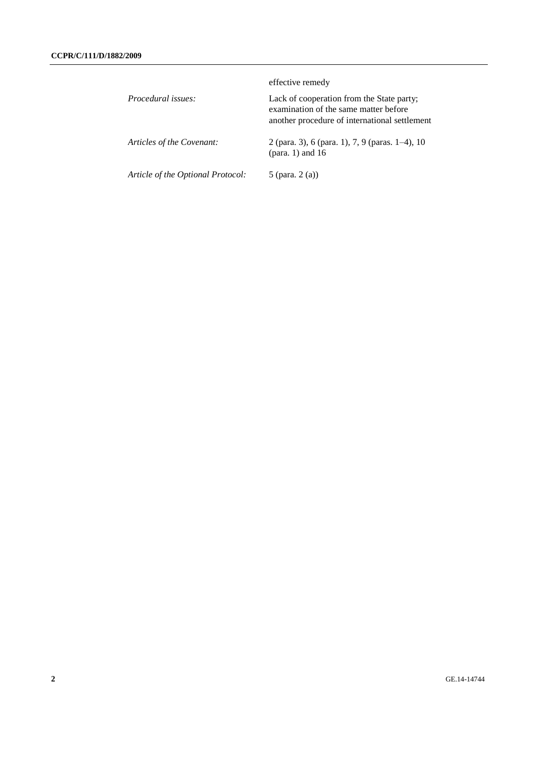| | |
|---|---|
| | effective remedy |
| *Procedural issues:* | Lack of cooperation from the State party; examination of the same matter before another procedure of international settlement |
| *Articles of the Covenant:* | 2 (para. 3), 6 (para. 1), 7, 9 (paras. 1–4), 10 (para. 1) and 16 |
| *Article of the Optional Protocol:* | 5 (para. 2 (a)) |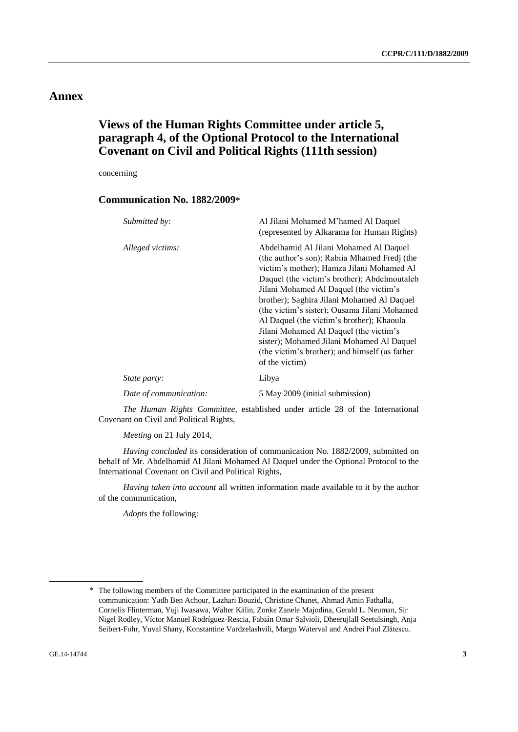# Annex

## Views of the Human Rights Committee under article 5, paragraph 4, of the Optional Protocol to the International Covenant on Civil and Political Rights (111th session)

concerning

### Communication No. 1882/2009*

| | |
|---|---|
| *Submitted by:* | Al Jilani Mohamed M'hamed Al Daquel (represented by Alkarama for Human Rights) |
| *Alleged victims:* | Abdelhamid Al Jilani Mohamed Al Daquel (the author's son); Rabiia Mhamed Fredj (the victim's mother); Hamza Jilani Mohamed Al Daquel (the victim's brother); Abdelmoutaleb Jilani Mohamed Al Daquel (the victim's brother); Saghira Jilani Mohamed Al Daquel (the victim's sister); Ousama Jilani Mohamed Al Daquel (the victim's brother); Khaoula Jilani Mohamed Al Daquel (the victim's sister); Mohamed Jilani Mohamed Al Daquel (the victim's brother); and himself (as father of the victim) |
| *State party:* | Libya |
| *Date of communication:* | 5 May 2009 (initial submission) |

*The Human Rights Committee*, established under article 28 of the International Covenant on Civil and Political Rights,

*Meeting* on 21 July 2014,

*Having concluded* its consideration of communication No. 1882/2009, submitted on behalf of Mr. Abdelhamid Al Jilani Mohamed Al Daquel under the Optional Protocol to the International Covenant on Civil and Political Rights,

*Having taken into account* all written information made available to it by the author of the communication,

*Adopts* the following:

---

\* The following members of the Committee participated in the examination of the present communication: Yadh Ben Achour, Lazhari Bouzid, Christine Chanet, Ahmad Amin Fathalla, Cornelis Flinterman, Yuji Iwasawa, Walter Kälin, Zonke Zanele Majodina, Gerald L. Neuman, Sir Nigel Rodley, Víctor Manuel Rodríguez-Rescia, Fabián Omar Salvioli, Dheerujlall Seetulsingh, Anja Seibert-Fohr, Yuval Shany, Konstantine Vardzelashvili, Margo Waterval and Andrei Paul Zlătescu.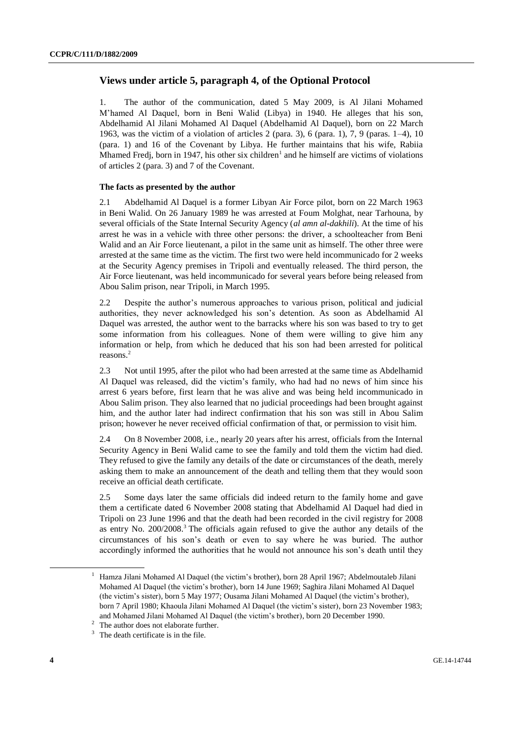## Views under article 5, paragraph 4, of the Optional Protocol

1. The author of the communication, dated 5 May 2009, is Al Jilani Mohamed M'hamed Al Daquel, born in Beni Walid (Libya) in 1940. He alleges that his son, Abdelhamid Al Jilani Mohamed Al Daquel (Abdelhamid Al Daquel), born on 22 March 1963, was the victim of a violation of articles 2 (para. 3), 6 (para. 1), 7, 9 (paras. 1–4), 10 (para. 1) and 16 of the Covenant by Libya. He further maintains that his wife, Rabiia Mhamed Fredj, born in 1947, his other six children[1] and he himself are victims of violations of articles 2 (para. 3) and 7 of the Covenant.

### The facts as presented by the author

2.1 Abdelhamid Al Daquel is a former Libyan Air Force pilot, born on 22 March 1963 in Beni Walid. On 26 January 1989 he was arrested at Foum Molghat, near Tarhouna, by several officials of the State Internal Security Agency (*al amn al-dakhili*). At the time of his arrest he was in a vehicle with three other persons: the driver, a schoolteacher from Beni Walid and an Air Force lieutenant, a pilot in the same unit as himself. The other three were arrested at the same time as the victim. The first two were held incommunicado for 2 weeks at the Security Agency premises in Tripoli and eventually released. The third person, the Air Force lieutenant, was held incommunicado for several years before being released from Abou Salim prison, near Tripoli, in March 1995.

2.2 Despite the author's numerous approaches to various prison, political and judicial authorities, they never acknowledged his son's detention. As soon as Abdelhamid Al Daquel was arrested, the author went to the barracks where his son was based to try to get some information from his colleagues. None of them were willing to give him any information or help, from which he deduced that his son had been arrested for political reasons.[2]

2.3 Not until 1995, after the pilot who had been arrested at the same time as Abdelhamid Al Daquel was released, did the victim's family, who had had no news of him since his arrest 6 years before, first learn that he was alive and was being held incommunicado in Abou Salim prison. They also learned that no judicial proceedings had been brought against him, and the author later had indirect confirmation that his son was still in Abou Salim prison; however he never received official confirmation of that, or permission to visit him.

2.4 On 8 November 2008, i.e., nearly 20 years after his arrest, officials from the Internal Security Agency in Beni Walid came to see the family and told them the victim had died. They refused to give the family any details of the date or circumstances of the death, merely asking them to make an announcement of the death and telling them that they would soon receive an official death certificate.

2.5 Some days later the same officials did indeed return to the family home and gave them a certificate dated 6 November 2008 stating that Abdelhamid Al Daquel had died in Tripoli on 23 June 1996 and that the death had been recorded in the civil registry for 2008 as entry No. 200/2008.[3] The officials again refused to give the author any details of the circumstances of his son's death or even to say where he was buried. The author accordingly informed the authorities that he would not announce his son's death until they

---

[1] Hamza Jilani Mohamed Al Daquel (the victim's brother), born 28 April 1967; Abdelmoutaleb Jilani Mohamed Al Daquel (the victim's brother), born 14 June 1969; Saghira Jilani Mohamed Al Daquel (the victim's sister), born 5 May 1977; Ousama Jilani Mohamed Al Daquel (the victim's brother), born 7 April 1980; Khaoula Jilani Mohamed Al Daquel (the victim's sister), born 23 November 1983; and Mohamed Jilani Mohamed Al Daquel (the victim's brother), born 20 December 1990.

[2] The author does not elaborate further.

[3] The death certificate is in the file.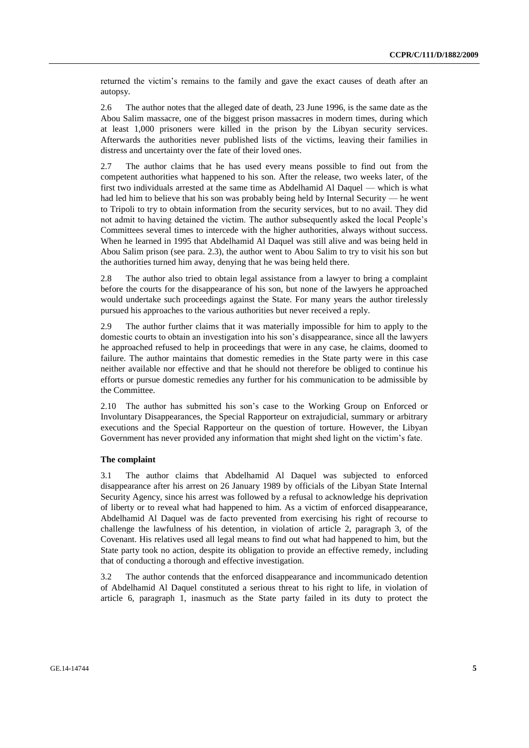returned the victim's remains to the family and gave the exact causes of death after an autopsy.

2.6 The author notes that the alleged date of death, 23 June 1996, is the same date as the Abou Salim massacre, one of the biggest prison massacres in modern times, during which at least 1,000 prisoners were killed in the prison by the Libyan security services. Afterwards the authorities never published lists of the victims, leaving their families in distress and uncertainty over the fate of their loved ones.

2.7 The author claims that he has used every means possible to find out from the competent authorities what happened to his son. After the release, two weeks later, of the first two individuals arrested at the same time as Abdelhamid Al Daquel — which is what had led him to believe that his son was probably being held by Internal Security — he went to Tripoli to try to obtain information from the security services, but to no avail. They did not admit to having detained the victim. The author subsequently asked the local People's Committees several times to intercede with the higher authorities, always without success. When he learned in 1995 that Abdelhamid Al Daquel was still alive and was being held in Abou Salim prison (see para. 2.3), the author went to Abou Salim to try to visit his son but the authorities turned him away, denying that he was being held there.

2.8 The author also tried to obtain legal assistance from a lawyer to bring a complaint before the courts for the disappearance of his son, but none of the lawyers he approached would undertake such proceedings against the State. For many years the author tirelessly pursued his approaches to the various authorities but never received a reply.

2.9 The author further claims that it was materially impossible for him to apply to the domestic courts to obtain an investigation into his son's disappearance, since all the lawyers he approached refused to help in proceedings that were in any case, he claims, doomed to failure. The author maintains that domestic remedies in the State party were in this case neither available nor effective and that he should not therefore be obliged to continue his efforts or pursue domestic remedies any further for his communication to be admissible by the Committee.

2.10 The author has submitted his son's case to the Working Group on Enforced or Involuntary Disappearances, the Special Rapporteur on extrajudicial, summary or arbitrary executions and the Special Rapporteur on the question of torture. However, the Libyan Government has never provided any information that might shed light on the victim's fate.

### The complaint

3.1 The author claims that Abdelhamid Al Daquel was subjected to enforced disappearance after his arrest on 26 January 1989 by officials of the Libyan State Internal Security Agency, since his arrest was followed by a refusal to acknowledge his deprivation of liberty or to reveal what had happened to him. As a victim of enforced disappearance, Abdelhamid Al Daquel was de facto prevented from exercising his right of recourse to challenge the lawfulness of his detention, in violation of article 2, paragraph 3, of the Covenant. His relatives used all legal means to find out what had happened to him, but the State party took no action, despite its obligation to provide an effective remedy, including that of conducting a thorough and effective investigation.

3.2 The author contends that the enforced disappearance and incommunicado detention of Abdelhamid Al Daquel constituted a serious threat to his right to life, in violation of article 6, paragraph 1, inasmuch as the State party failed in its duty to protect the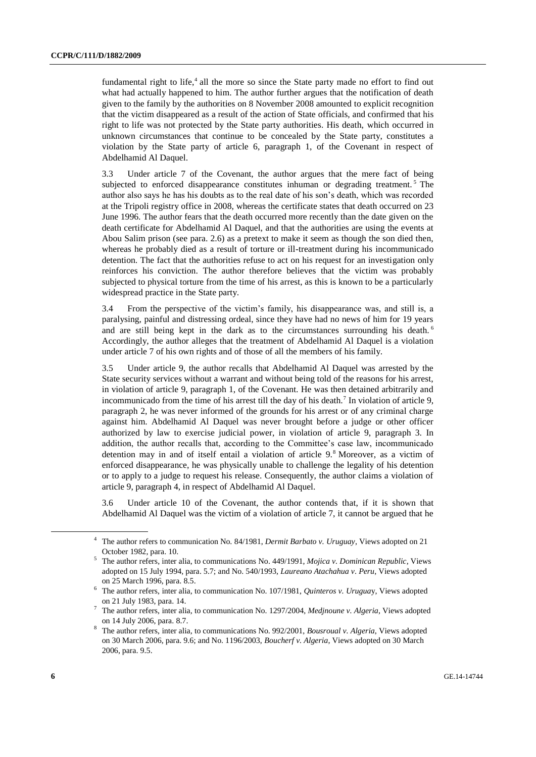fundamental right to life,[4] all the more so since the State party made no effort to find out what had actually happened to him. The author further argues that the notification of death given to the family by the authorities on 8 November 2008 amounted to explicit recognition that the victim disappeared as a result of the action of State officials, and confirmed that his right to life was not protected by the State party authorities. His death, which occurred in unknown circumstances that continue to be concealed by the State party, constitutes a violation by the State party of article 6, paragraph 1, of the Covenant in respect of Abdelhamid Al Daquel.

3.3 Under article 7 of the Covenant, the author argues that the mere fact of being subjected to enforced disappearance constitutes inhuman or degrading treatment.[5] The author also says he has his doubts as to the real date of his son's death, which was recorded at the Tripoli registry office in 2008, whereas the certificate states that death occurred on 23 June 1996. The author fears that the death occurred more recently than the date given on the death certificate for Abdelhamid Al Daquel, and that the authorities are using the events at Abou Salim prison (see para. 2.6) as a pretext to make it seem as though the son died then, whereas he probably died as a result of torture or ill-treatment during his incommunicado detention. The fact that the authorities refuse to act on his request for an investigation only reinforces his conviction. The author therefore believes that the victim was probably subjected to physical torture from the time of his arrest, as this is known to be a particularly widespread practice in the State party.

3.4 From the perspective of the victim's family, his disappearance was, and still is, a paralysing, painful and distressing ordeal, since they have had no news of him for 19 years and are still being kept in the dark as to the circumstances surrounding his death.[6] Accordingly, the author alleges that the treatment of Abdelhamid Al Daquel is a violation under article 7 of his own rights and of those of all the members of his family.

3.5 Under article 9, the author recalls that Abdelhamid Al Daquel was arrested by the State security services without a warrant and without being told of the reasons for his arrest, in violation of article 9, paragraph 1, of the Covenant. He was then detained arbitrarily and incommunicado from the time of his arrest till the day of his death.[7] In violation of article 9, paragraph 2, he was never informed of the grounds for his arrest or of any criminal charge against him. Abdelhamid Al Daquel was never brought before a judge or other officer authorized by law to exercise judicial power, in violation of article 9, paragraph 3. In addition, the author recalls that, according to the Committee's case law, incommunicado detention may in and of itself entail a violation of article 9.[8] Moreover, as a victim of enforced disappearance, he was physically unable to challenge the legality of his detention or to apply to a judge to request his release. Consequently, the author claims a violation of article 9, paragraph 4, in respect of Abdelhamid Al Daquel.

3.6 Under article 10 of the Covenant, the author contends that, if it is shown that Abdelhamid Al Daquel was the victim of a violation of article 7, it cannot be argued that he

---

[4] The author refers to communication No. 84/1981, *Dermit Barbato v. Uruguay*, Views adopted on 21 October 1982, para. 10.

[5] The author refers, inter alia, to communications No. 449/1991, *Mojica v. Dominican Republic*, Views adopted on 15 July 1994, para. 5.7; and No. 540/1993, *Laureano Atachahua v. Peru*, Views adopted on 25 March 1996, para. 8.5.

[6] The author refers, inter alia, to communication No. 107/1981, *Quinteros v. Uruguay*, Views adopted on 21 July 1983, para. 14.

[7] The author refers, inter alia, to communication No. 1297/2004, *Medjnoune v. Algeria*, Views adopted on 14 July 2006, para. 8.7.

[8] The author refers, inter alia, to communications No. 992/2001, *Bousroual v. Algeria*, Views adopted on 30 March 2006, para. 9.6; and No. 1196/2003, *Boucherf v. Algeria*, Views adopted on 30 March 2006, para. 9.5.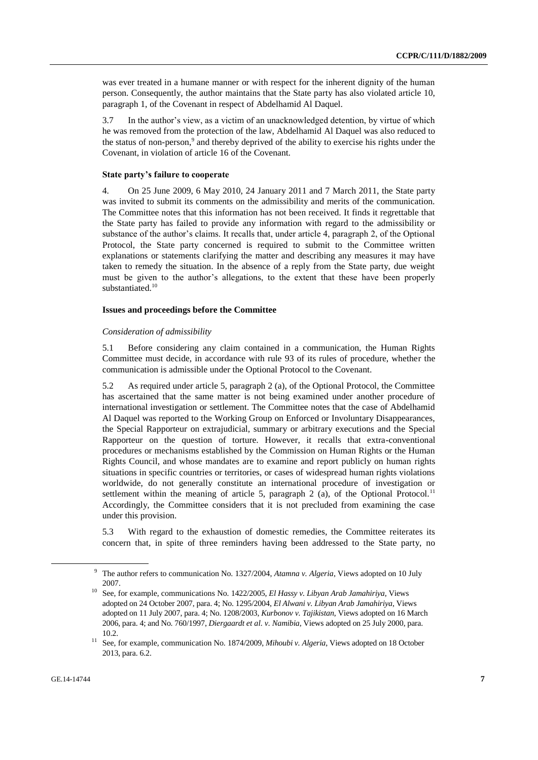was ever treated in a humane manner or with respect for the inherent dignity of the human person. Consequently, the author maintains that the State party has also violated article 10, paragraph 1, of the Covenant in respect of Abdelhamid Al Daquel.

3.7 In the author's view, as a victim of an unacknowledged detention, by virtue of which he was removed from the protection of the law, Abdelhamid Al Daquel was also reduced to the status of non-person,[9] and thereby deprived of the ability to exercise his rights under the Covenant, in violation of article 16 of the Covenant.

**State party's failure to cooperate**

4. On 25 June 2009, 6 May 2010, 24 January 2011 and 7 March 2011, the State party was invited to submit its comments on the admissibility and merits of the communication. The Committee notes that this information has not been received. It finds it regrettable that the State party has failed to provide any information with regard to the admissibility or substance of the author's claims. It recalls that, under article 4, paragraph 2, of the Optional Protocol, the State party concerned is required to submit to the Committee written explanations or statements clarifying the matter and describing any measures it may have taken to remedy the situation. In the absence of a reply from the State party, due weight must be given to the author's allegations, to the extent that these have been properly substantiated.[10]

**Issues and proceedings before the Committee**

*Consideration of admissibility*

5.1 Before considering any claim contained in a communication, the Human Rights Committee must decide, in accordance with rule 93 of its rules of procedure, whether the communication is admissible under the Optional Protocol to the Covenant.

5.2 As required under article 5, paragraph 2 (a), of the Optional Protocol, the Committee has ascertained that the same matter is not being examined under another procedure of international investigation or settlement. The Committee notes that the case of Abdelhamid Al Daquel was reported to the Working Group on Enforced or Involuntary Disappearances, the Special Rapporteur on extrajudicial, summary or arbitrary executions and the Special Rapporteur on the question of torture. However, it recalls that extra-conventional procedures or mechanisms established by the Commission on Human Rights or the Human Rights Council, and whose mandates are to examine and report publicly on human rights situations in specific countries or territories, or cases of widespread human rights violations worldwide, do not generally constitute an international procedure of investigation or settlement within the meaning of article 5, paragraph 2 (a), of the Optional Protocol.[11] Accordingly, the Committee considers that it is not precluded from examining the case under this provision.

5.3 With regard to the exhaustion of domestic remedies, the Committee reiterates its concern that, in spite of three reminders having been addressed to the State party, no

---

[9] The author refers to communication No. 1327/2004, *Atamna v. Algeria*, Views adopted on 10 July 2007.

[10] See, for example, communications No. 1422/2005, *El Hassy v. Libyan Arab Jamahiriya*, Views adopted on 24 October 2007, para. 4; No. 1295/2004, *El Alwani v. Libyan Arab Jamahiriya*, Views adopted on 11 July 2007, para. 4; No. 1208/2003, *Kurbonov v. Tajikistan*, Views adopted on 16 March 2006, para. 4; and No. 760/1997, *Diergaardt et al. v. Namibia*, Views adopted on 25 July 2000, para. 10.2.

[11] See, for example, communication No. 1874/2009, *Mihoubi v. Algeria*, Views adopted on 18 October 2013, para. 6.2.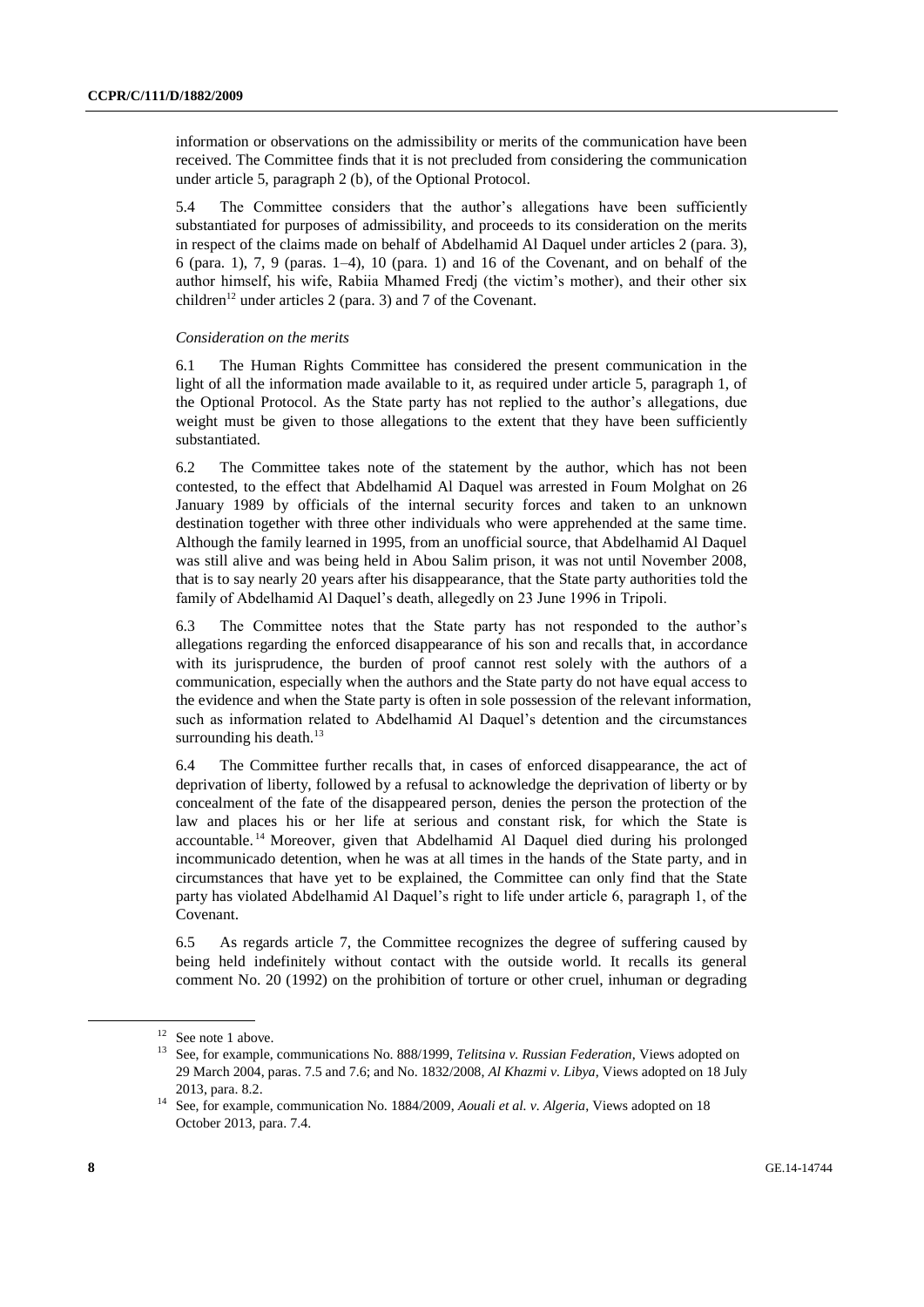information or observations on the admissibility or merits of the communication have been received. The Committee finds that it is not precluded from considering the communication under article 5, paragraph 2 (b), of the Optional Protocol.

5.4 The Committee considers that the author's allegations have been sufficiently substantiated for purposes of admissibility, and proceeds to its consideration on the merits in respect of the claims made on behalf of Abdelhamid Al Daquel under articles 2 (para. 3), 6 (para. 1), 7, 9 (paras. 1–4), 10 (para. 1) and 16 of the Covenant, and on behalf of the author himself, his wife, Rabiia Mhamed Fredj (the victim's mother), and their other six children[12] under articles 2 (para. 3) and 7 of the Covenant.

*Consideration on the merits*

6.1 The Human Rights Committee has considered the present communication in the light of all the information made available to it, as required under article 5, paragraph 1, of the Optional Protocol. As the State party has not replied to the author's allegations, due weight must be given to those allegations to the extent that they have been sufficiently substantiated.

6.2 The Committee takes note of the statement by the author, which has not been contested, to the effect that Abdelhamid Al Daquel was arrested in Foum Molghat on 26 January 1989 by officials of the internal security forces and taken to an unknown destination together with three other individuals who were apprehended at the same time. Although the family learned in 1995, from an unofficial source, that Abdelhamid Al Daquel was still alive and was being held in Abou Salim prison, it was not until November 2008, that is to say nearly 20 years after his disappearance, that the State party authorities told the family of Abdelhamid Al Daquel's death, allegedly on 23 June 1996 in Tripoli.

6.3 The Committee notes that the State party has not responded to the author's allegations regarding the enforced disappearance of his son and recalls that, in accordance with its jurisprudence, the burden of proof cannot rest solely with the authors of a communication, especially when the authors and the State party do not have equal access to the evidence and when the State party is often in sole possession of the relevant information, such as information related to Abdelhamid Al Daquel's detention and the circumstances surrounding his death.[13]

6.4 The Committee further recalls that, in cases of enforced disappearance, the act of deprivation of liberty, followed by a refusal to acknowledge the deprivation of liberty or by concealment of the fate of the disappeared person, denies the person the protection of the law and places his or her life at serious and constant risk, for which the State is accountable.[14] Moreover, given that Abdelhamid Al Daquel died during his prolonged incommunicado detention, when he was at all times in the hands of the State party, and in circumstances that have yet to be explained, the Committee can only find that the State party has violated Abdelhamid Al Daquel's right to life under article 6, paragraph 1, of the Covenant.

6.5 As regards article 7, the Committee recognizes the degree of suffering caused by being held indefinitely without contact with the outside world. It recalls its general comment No. 20 (1992) on the prohibition of torture or other cruel, inhuman or degrading

---

[12] See note 1 above.

[13] See, for example, communications No. 888/1999, *Telitsina v. Russian Federation*, Views adopted on 29 March 2004, paras. 7.5 and 7.6; and No. 1832/2008, *Al Khazmi v. Libya*, Views adopted on 18 July 2013, para. 8.2.

[14] See, for example, communication No. 1884/2009, *Aouali et al. v. Algeria*, Views adopted on 18 October 2013, para. 7.4.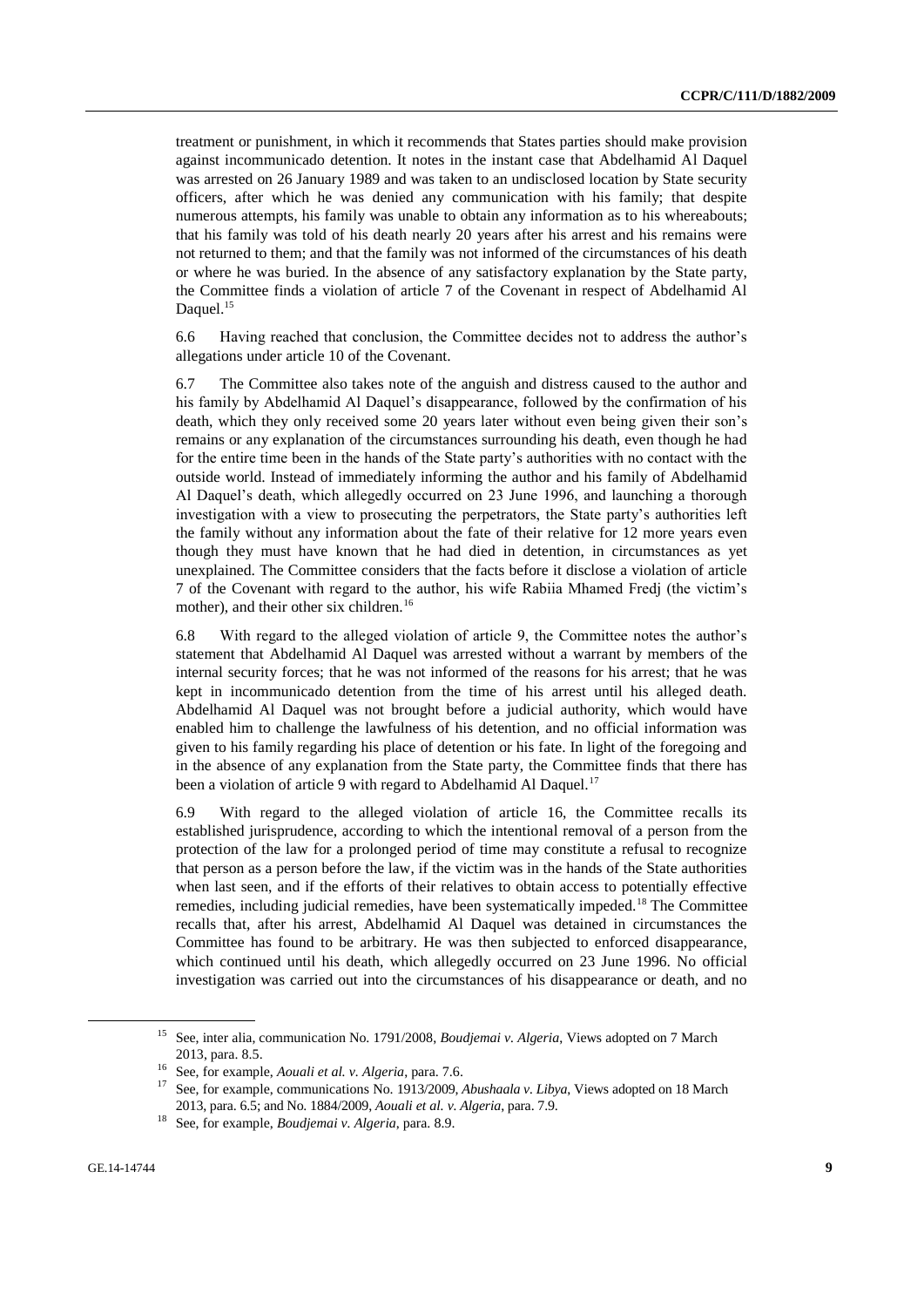treatment or punishment, in which it recommends that States parties should make provision against incommunicado detention. It notes in the instant case that Abdelhamid Al Daquel was arrested on 26 January 1989 and was taken to an undisclosed location by State security officers, after which he was denied any communication with his family; that despite numerous attempts, his family was unable to obtain any information as to his whereabouts; that his family was told of his death nearly 20 years after his arrest and his remains were not returned to them; and that the family was not informed of the circumstances of his death or where he was buried. In the absence of any satisfactory explanation by the State party, the Committee finds a violation of article 7 of the Covenant in respect of Abdelhamid Al Daquel.[15]

6.6 Having reached that conclusion, the Committee decides not to address the author's allegations under article 10 of the Covenant.

6.7 The Committee also takes note of the anguish and distress caused to the author and his family by Abdelhamid Al Daquel's disappearance, followed by the confirmation of his death, which they only received some 20 years later without even being given their son's remains or any explanation of the circumstances surrounding his death, even though he had for the entire time been in the hands of the State party's authorities with no contact with the outside world. Instead of immediately informing the author and his family of Abdelhamid Al Daquel's death, which allegedly occurred on 23 June 1996, and launching a thorough investigation with a view to prosecuting the perpetrators, the State party's authorities left the family without any information about the fate of their relative for 12 more years even though they must have known that he had died in detention, in circumstances as yet unexplained. The Committee considers that the facts before it disclose a violation of article 7 of the Covenant with regard to the author, his wife Rabiia Mhamed Fredj (the victim's mother), and their other six children.[16]

6.8 With regard to the alleged violation of article 9, the Committee notes the author's statement that Abdelhamid Al Daquel was arrested without a warrant by members of the internal security forces; that he was not informed of the reasons for his arrest; that he was kept in incommunicado detention from the time of his arrest until his alleged death. Abdelhamid Al Daquel was not brought before a judicial authority, which would have enabled him to challenge the lawfulness of his detention, and no official information was given to his family regarding his place of detention or his fate. In light of the foregoing and in the absence of any explanation from the State party, the Committee finds that there has been a violation of article 9 with regard to Abdelhamid Al Daquel.[17]

6.9 With regard to the alleged violation of article 16, the Committee recalls its established jurisprudence, according to which the intentional removal of a person from the protection of the law for a prolonged period of time may constitute a refusal to recognize that person as a person before the law, if the victim was in the hands of the State authorities when last seen, and if the efforts of their relatives to obtain access to potentially effective remedies, including judicial remedies, have been systematically impeded.[18] The Committee recalls that, after his arrest, Abdelhamid Al Daquel was detained in circumstances the Committee has found to be arbitrary. He was then subjected to enforced disappearance, which continued until his death, which allegedly occurred on 23 June 1996. No official investigation was carried out into the circumstances of his disappearance or death, and no

---

[15] See, inter alia, communication No. 1791/2008, *Boudjemai v. Algeria*, Views adopted on 7 March 2013, para. 8.5.

[16] See, for example, *Aouali et al. v. Algeria*, para. 7.6.

[17] See, for example, communications No. 1913/2009, *Abushaala v. Libya*, Views adopted on 18 March 2013, para. 6.5; and No. 1884/2009, *Aouali et al. v. Algeria*, para. 7.9.

[18] See, for example, *Boudjemai v. Algeria*, para. 8.9.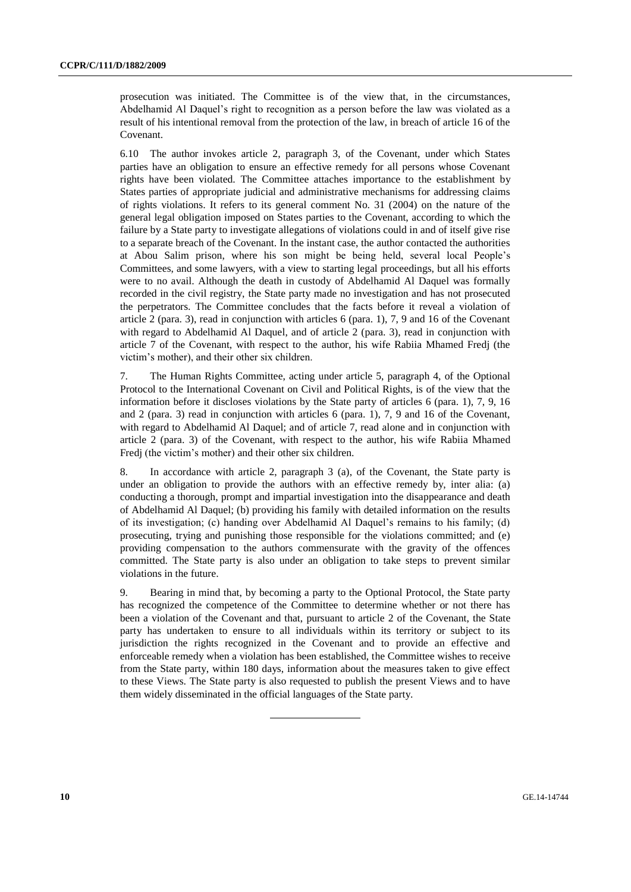prosecution was initiated. The Committee is of the view that, in the circumstances, Abdelhamid Al Daquel's right to recognition as a person before the law was violated as a result of his intentional removal from the protection of the law, in breach of article 16 of the Covenant.

6.10 The author invokes article 2, paragraph 3, of the Covenant, under which States parties have an obligation to ensure an effective remedy for all persons whose Covenant rights have been violated. The Committee attaches importance to the establishment by States parties of appropriate judicial and administrative mechanisms for addressing claims of rights violations. It refers to its general comment No. 31 (2004) on the nature of the general legal obligation imposed on States parties to the Covenant, according to which the failure by a State party to investigate allegations of violations could in and of itself give rise to a separate breach of the Covenant. In the instant case, the author contacted the authorities at Abou Salim prison, where his son might be being held, several local People's Committees, and some lawyers, with a view to starting legal proceedings, but all his efforts were to no avail. Although the death in custody of Abdelhamid Al Daquel was formally recorded in the civil registry, the State party made no investigation and has not prosecuted the perpetrators. The Committee concludes that the facts before it reveal a violation of article 2 (para. 3), read in conjunction with articles 6 (para. 1), 7, 9 and 16 of the Covenant with regard to Abdelhamid Al Daquel, and of article 2 (para. 3), read in conjunction with article 7 of the Covenant, with respect to the author, his wife Rabiia Mhamed Fredj (the victim's mother), and their other six children.

7. The Human Rights Committee, acting under article 5, paragraph 4, of the Optional Protocol to the International Covenant on Civil and Political Rights, is of the view that the information before it discloses violations by the State party of articles 6 (para. 1), 7, 9, 16 and 2 (para. 3) read in conjunction with articles 6 (para. 1), 7, 9 and 16 of the Covenant, with regard to Abdelhamid Al Daquel; and of article 7, read alone and in conjunction with article 2 (para. 3) of the Covenant, with respect to the author, his wife Rabiia Mhamed Fredj (the victim's mother) and their other six children.

8. In accordance with article 2, paragraph 3 (a), of the Covenant, the State party is under an obligation to provide the authors with an effective remedy by, inter alia: (a) conducting a thorough, prompt and impartial investigation into the disappearance and death of Abdelhamid Al Daquel; (b) providing his family with detailed information on the results of its investigation; (c) handing over Abdelhamid Al Daquel's remains to his family; (d) prosecuting, trying and punishing those responsible for the violations committed; and (e) providing compensation to the authors commensurate with the gravity of the offences committed. The State party is also under an obligation to take steps to prevent similar violations in the future.

9. Bearing in mind that, by becoming a party to the Optional Protocol, the State party has recognized the competence of the Committee to determine whether or not there has been a violation of the Covenant and that, pursuant to article 2 of the Covenant, the State party has undertaken to ensure to all individuals within its territory or subject to its jurisdiction the rights recognized in the Covenant and to provide an effective and enforceable remedy when a violation has been established, the Committee wishes to receive from the State party, within 180 days, information about the measures taken to give effect to these Views. The State party is also requested to publish the present Views and to have them widely disseminated in the official languages of the State party.